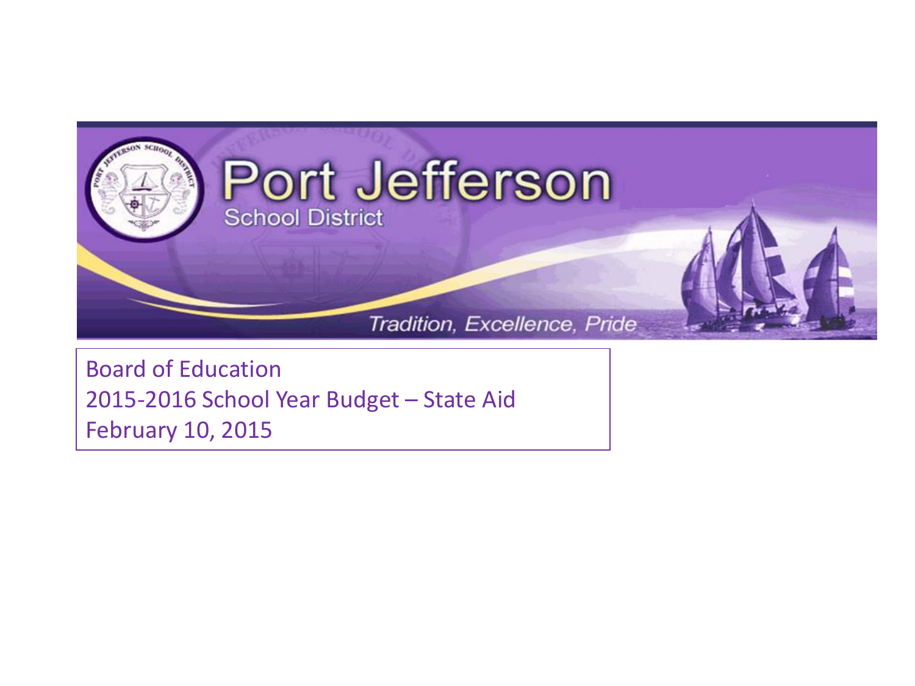# Port Jefferson

School District

*Tradition, Excellence, Pride*

Board of Education
2015-2016 School Year Budget – State Aid
February 10, 2015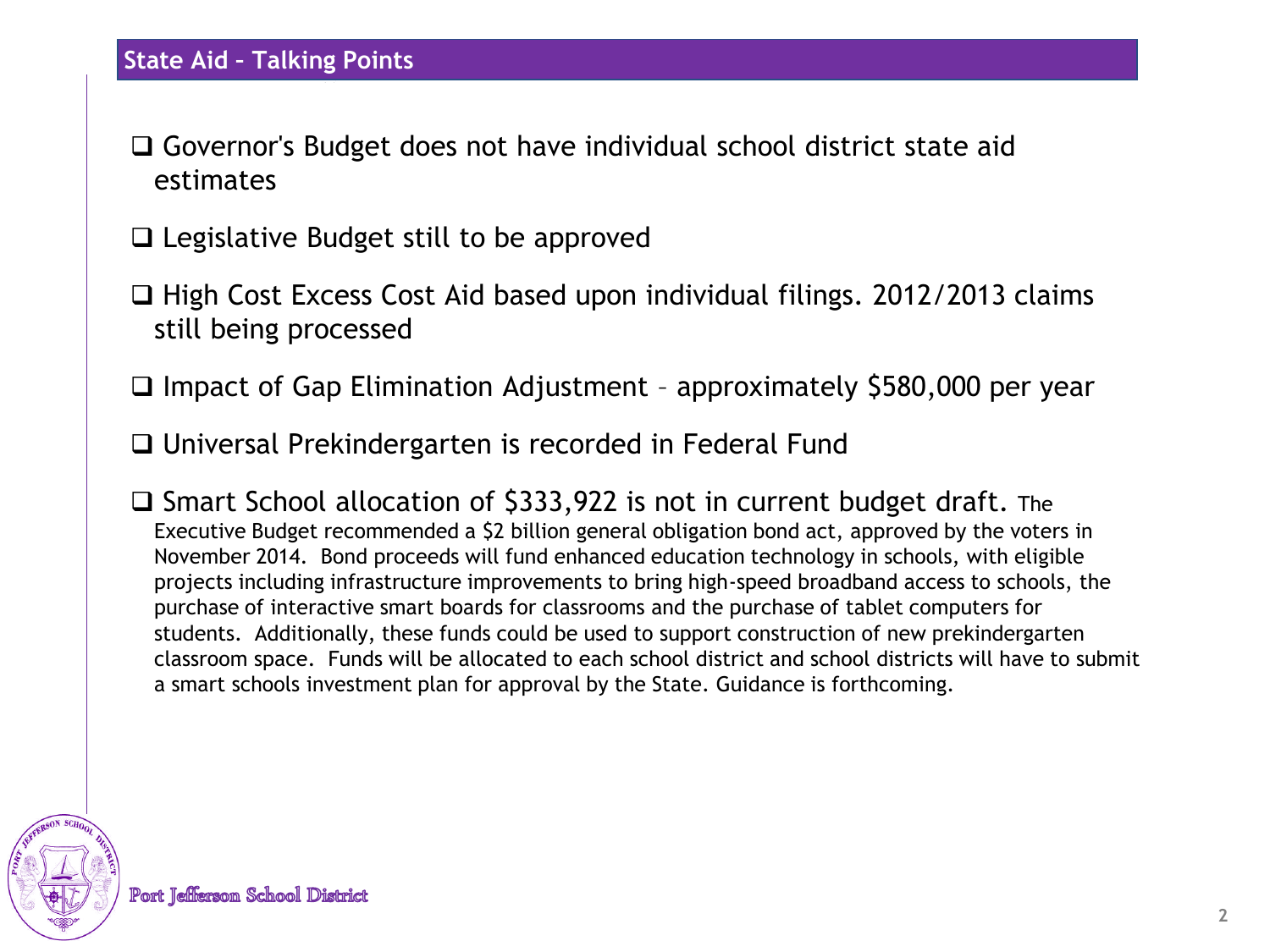## State Aid – Talking Points

- Governor's Budget does not have individual school district state aid estimates
- Legislative Budget still to be approved
- High Cost Excess Cost Aid based upon individual filings. 2012/2013 claims still being processed
- Impact of Gap Elimination Adjustment – approximately $580,000 per year
- Universal Prekindergarten is recorded in Federal Fund
- Smart School allocation of $333,922 is not in current budget draft. The Executive Budget recommended a $2 billion general obligation bond act, approved by the voters in November 2014. Bond proceeds will fund enhanced education technology in schools, with eligible projects including infrastructure improvements to bring high-speed broadband access to schools, the purchase of interactive smart boards for classrooms and the purchase of tablet computers for students. Additionally, these funds could be used to support construction of new prekindergarten classroom space. Funds will be allocated to each school district and school districts will have to submit a smart schools investment plan for approval by the State. Guidance is forthcoming.

Port Jefferson School District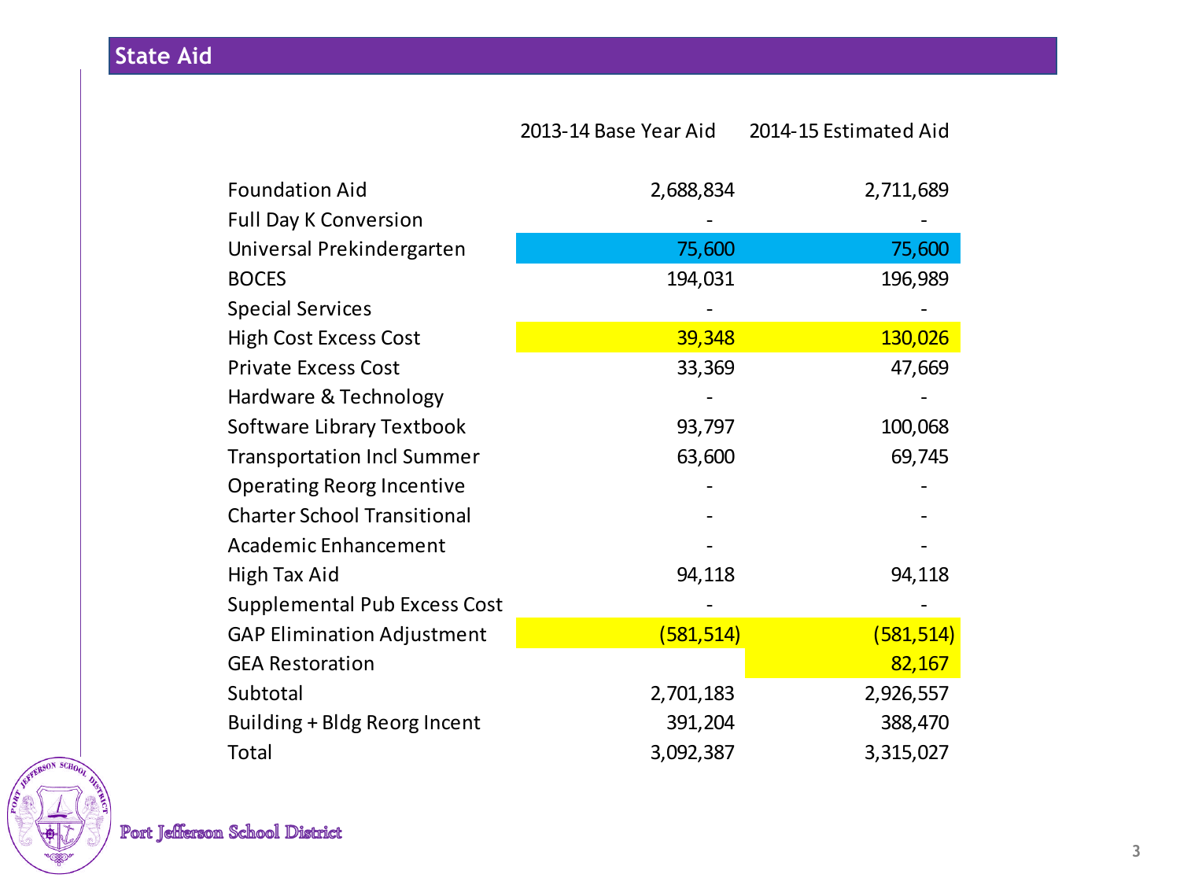## State Aid

| | 2013-14 Base Year Aid | 2014-15 Estimated Aid |
|---|---|---|
| Foundation Aid | 2,688,834 | 2,711,689 |
| Full Day K Conversion | - | - |
| Universal Prekindergarten | 75,600 | 75,600 |
| BOCES | 194,031 | 196,989 |
| Special Services | - | - |
| High Cost Excess Cost | 39,348 | 130,026 |
| Private Excess Cost | 33,369 | 47,669 |
| Hardware & Technology | - | - |
| Software Library Textbook | 93,797 | 100,068 |
| Transportation Incl Summer | 63,600 | 69,745 |
| Operating Reorg Incentive | - | - |
| Charter School Transitional | - | - |
| Academic Enhancement | - | - |
| High Tax Aid | 94,118 | 94,118 |
| Supplemental Pub Excess Cost | - | - |
| GAP Elimination Adjustment | (581,514) | (581,514) |
| GEA Restoration | | 82,167 |
| Subtotal | 2,701,183 | 2,926,557 |
| Building + Bldg Reorg Incent | 391,204 | 388,470 |
| Total | 3,092,387 | 3,315,027 |

Port Jefferson School District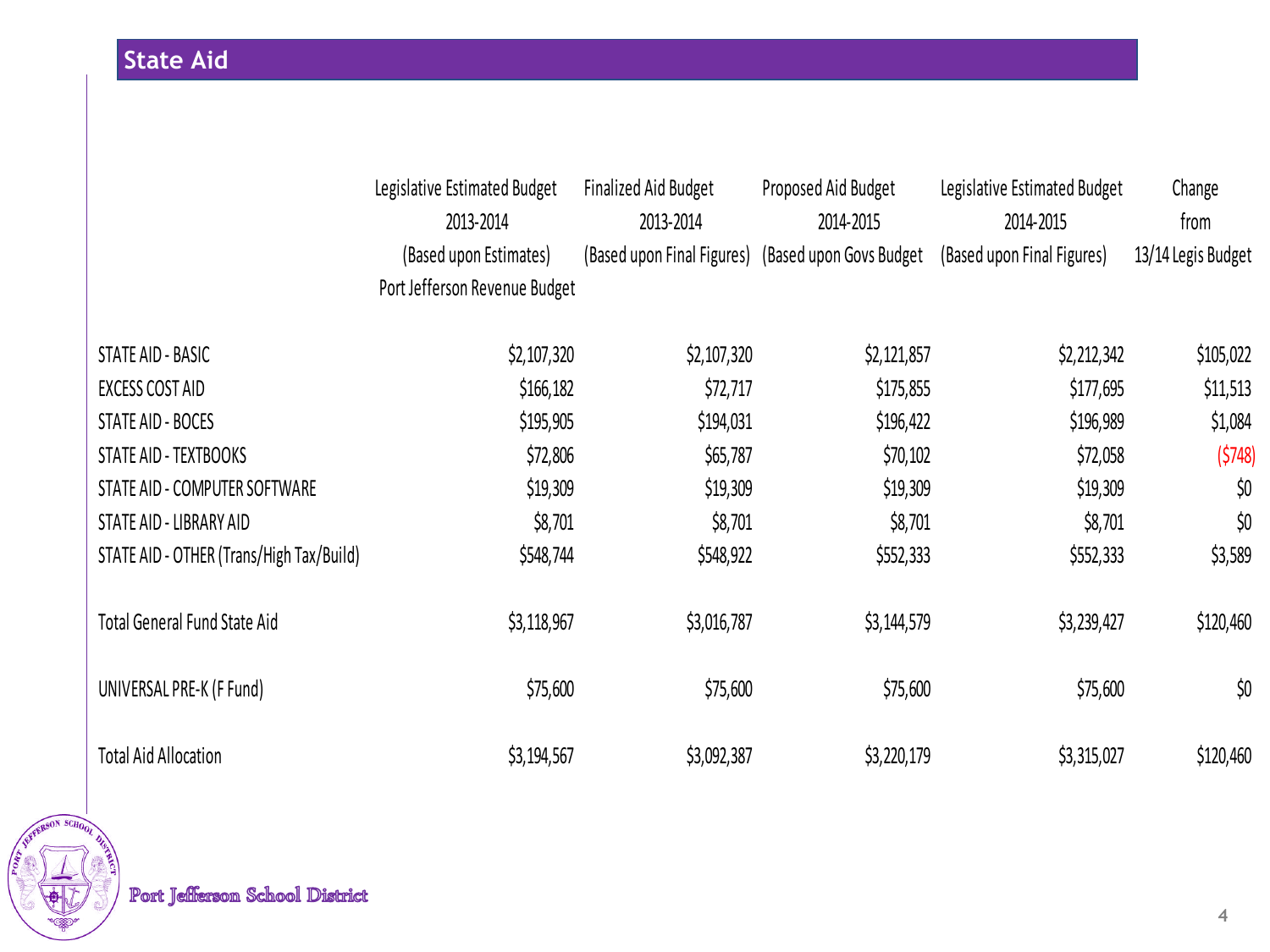## State Aid

| | Legislative Estimated Budget 2013-2014 (Based upon Estimates) Port Jefferson Revenue Budget | Finalized Aid Budget 2013-2014 (Based upon Final Figures) | Proposed Aid Budget 2014-2015 (Based upon Govs Budget | Legislative Estimated Budget 2014-2015 (Based upon Final Figures) | Change from 13/14 Legis Budget |
|---|---|---|---|---|---|
| STATE AID - BASIC | $2,107,320 | $2,107,320 | $2,121,857 | $2,212,342 | $105,022 |
| EXCESS COST AID | $166,182 | $72,717 | $175,855 | $177,695 | $11,513 |
| STATE AID - BOCES | $195,905 | $194,031 | $196,422 | $196,989 | $1,084 |
| STATE AID - TEXTBOOKS | $72,806 | $65,787 | $70,102 | $72,058 | ($748) |
| STATE AID - COMPUTER SOFTWARE | $19,309 | $19,309 | $19,309 | $19,309 | $0 |
| STATE AID - LIBRARY AID | $8,701 | $8,701 | $8,701 | $8,701 | $0 |
| STATE AID - OTHER (Trans/High Tax/Build) | $548,744 | $548,922 | $552,333 | $552,333 | $3,589 |
| Total General Fund State Aid | $3,118,967 | $3,016,787 | $3,144,579 | $3,239,427 | $120,460 |
| UNIVERSAL PRE-K (F Fund) | $75,600 | $75,600 | $75,600 | $75,600 | $0 |
| Total Aid Allocation | $3,194,567 | $3,092,387 | $3,220,179 | $3,315,027 | $120,460 |

Port Jefferson School District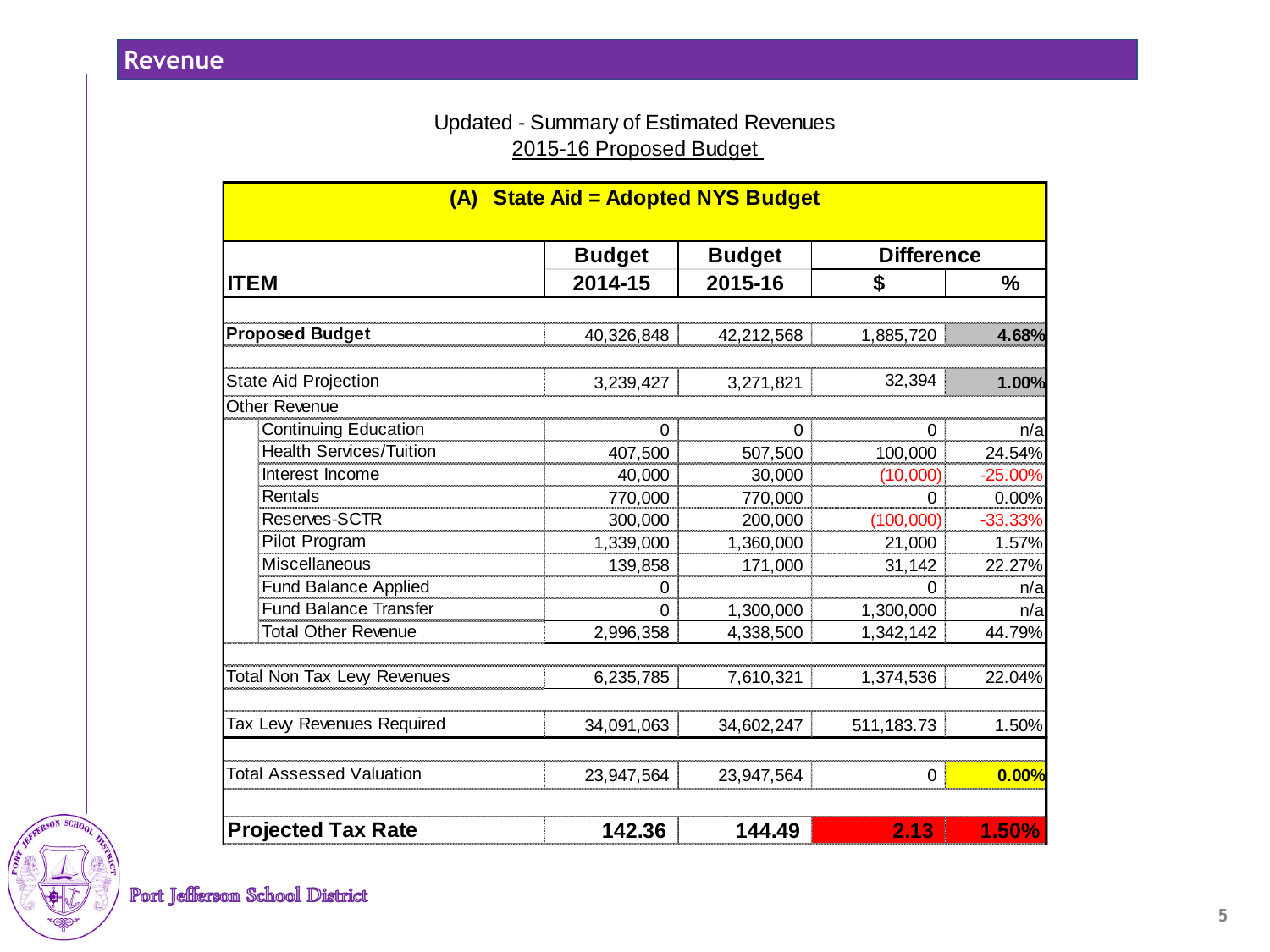## Revenue

Updated - Summary of Estimated Revenues

2015-16 Proposed Budget

**(A) State Aid = Adopted NYS Budget**

| ITEM | Budget 2014-15 | Budget 2015-16 | Difference $ | Difference % |
|---|---|---|---|---|
| **Proposed Budget** | 40,326,848 | 42,212,568 | 1,885,720 | **4.68%** |
| State Aid Projection | 3,239,427 | 3,271,821 | 32,394 | **1.00%** |
| Other Revenue | | | | |
| Continuing Education | 0 | 0 | 0 | n/a |
| Health Services/Tuition | 407,500 | 507,500 | 100,000 | 24.54% |
| Interest Income | 40,000 | 30,000 | (10,000) | -25.00% |
| Rentals | 770,000 | 770,000 | 0 | 0.00% |
| Reserves-SCTR | 300,000 | 200,000 | (100,000) | -33.33% |
| Pilot Program | 1,339,000 | 1,360,000 | 21,000 | 1.57% |
| Miscellaneous | 139,858 | 171,000 | 31,142 | 22.27% |
| Fund Balance Applied | 0 | | 0 | n/a |
| Fund Balance Transfer | 0 | 1,300,000 | 1,300,000 | n/a |
| Total Other Revenue | 2,996,358 | 4,338,500 | 1,342,142 | 44.79% |
| Total Non Tax Levy Revenues | 6,235,785 | 7,610,321 | 1,374,536 | 22.04% |
| Tax Levy Revenues Required | 34,091,063 | 34,602,247 | 511,183.73 | 1.50% |
| Total Assessed Valuation | 23,947,564 | 23,947,564 | 0 | **0.00%** |
| **Projected Tax Rate** | **142.36** | **144.49** | **2.13** | **1.50%** |

Port Jefferson School District